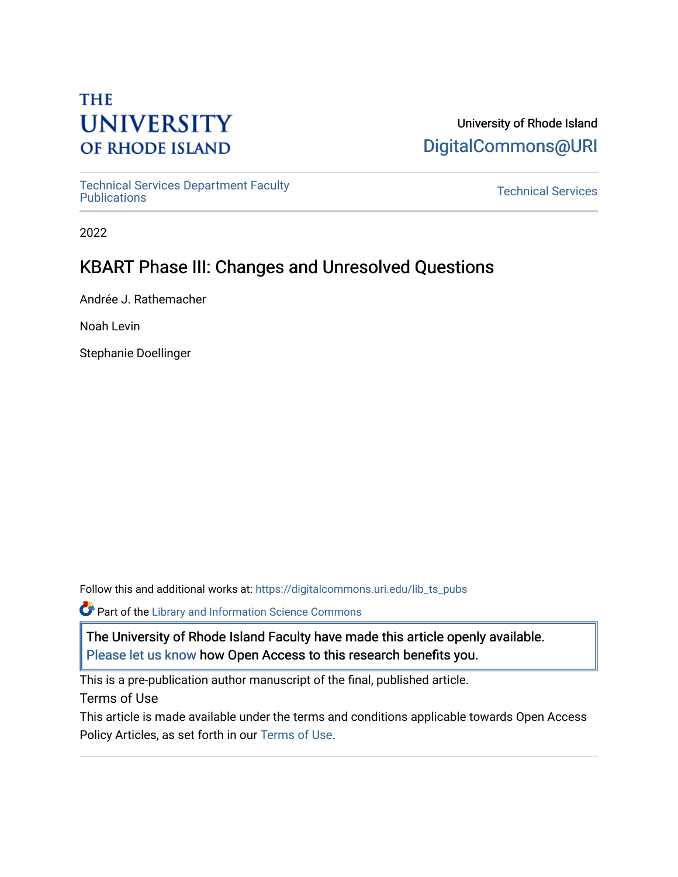THE UNIVERSITY OF RHODE ISLAND

University of Rhode Island
DigitalCommons@URI

Technical Services Department Faculty Publications

Technical Services

2022

# KBART Phase III: Changes and Unresolved Questions

Andrée J. Rathemacher

Noah Levin

Stephanie Doellinger

Follow this and additional works at: https://digitalcommons.uri.edu/lib_ts_pubs

Part of the Library and Information Science Commons

The University of Rhode Island Faculty have made this article openly available. Please let us know how Open Access to this research benefits you.

This is a pre-publication author manuscript of the final, published article.

Terms of Use

This article is made available under the terms and conditions applicable towards Open Access Policy Articles, as set forth in our Terms of Use.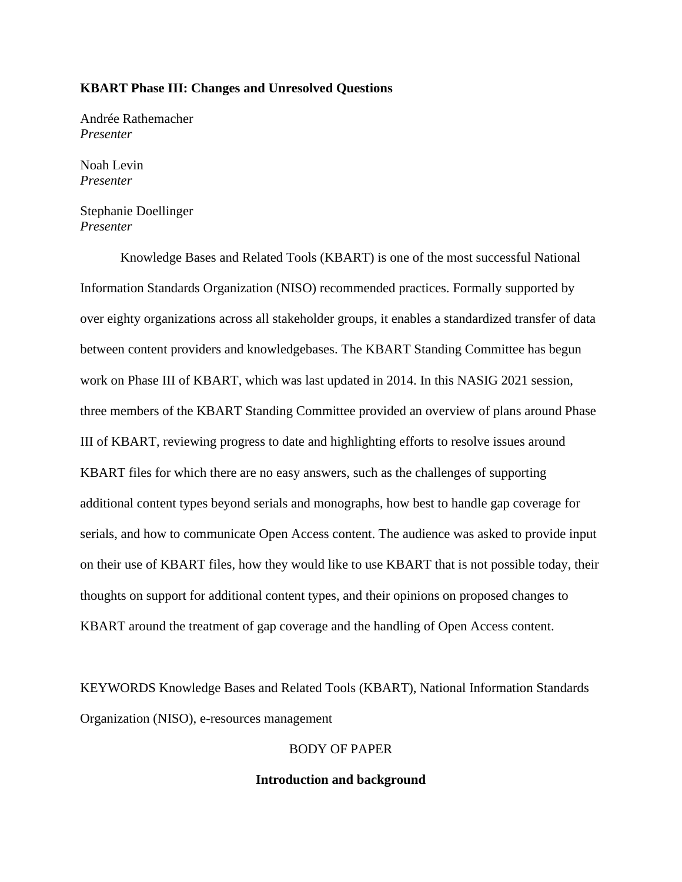**KBART Phase III: Changes and Unresolved Questions**

Andrée Rathemacher
*Presenter*

Noah Levin
*Presenter*

Stephanie Doellinger
*Presenter*

Knowledge Bases and Related Tools (KBART) is one of the most successful National Information Standards Organization (NISO) recommended practices. Formally supported by over eighty organizations across all stakeholder groups, it enables a standardized transfer of data between content providers and knowledgebases. The KBART Standing Committee has begun work on Phase III of KBART, which was last updated in 2014. In this NASIG 2021 session, three members of the KBART Standing Committee provided an overview of plans around Phase III of KBART, reviewing progress to date and highlighting efforts to resolve issues around KBART files for which there are no easy answers, such as the challenges of supporting additional content types beyond serials and monographs, how best to handle gap coverage for serials, and how to communicate Open Access content. The audience was asked to provide input on their use of KBART files, how they would like to use KBART that is not possible today, their thoughts on support for additional content types, and their opinions on proposed changes to KBART around the treatment of gap coverage and the handling of Open Access content.

KEYWORDS Knowledge Bases and Related Tools (KBART), National Information Standards Organization (NISO), e-resources management

BODY OF PAPER

## Introduction and background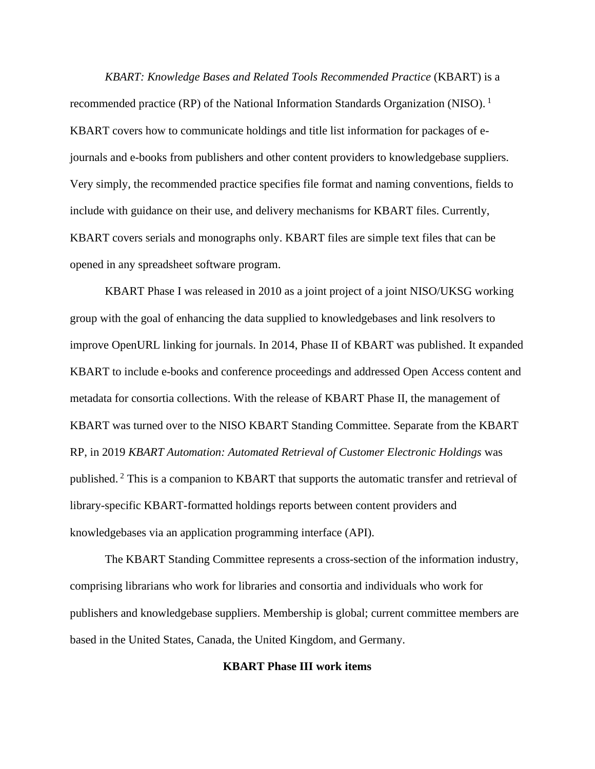*KBART: Knowledge Bases and Related Tools Recommended Practice* (KBART) is a recommended practice (RP) of the National Information Standards Organization (NISO). [1] KBART covers how to communicate holdings and title list information for packages of e-journals and e-books from publishers and other content providers to knowledgebase suppliers. Very simply, the recommended practice specifies file format and naming conventions, fields to include with guidance on their use, and delivery mechanisms for KBART files. Currently, KBART covers serials and monographs only. KBART files are simple text files that can be opened in any spreadsheet software program.

KBART Phase I was released in 2010 as a joint project of a joint NISO/UKSG working group with the goal of enhancing the data supplied to knowledgebases and link resolvers to improve OpenURL linking for journals. In 2014, Phase II of KBART was published. It expanded KBART to include e-books and conference proceedings and addressed Open Access content and metadata for consortia collections. With the release of KBART Phase II, the management of KBART was turned over to the NISO KBART Standing Committee. Separate from the KBART RP, in 2019 *KBART Automation: Automated Retrieval of Customer Electronic Holdings* was published. [2] This is a companion to KBART that supports the automatic transfer and retrieval of library-specific KBART-formatted holdings reports between content providers and knowledgebases via an application programming interface (API).

The KBART Standing Committee represents a cross-section of the information industry, comprising librarians who work for libraries and consortia and individuals who work for publishers and knowledgebase suppliers. Membership is global; current committee members are based in the United States, Canada, the United Kingdom, and Germany.

## KBART Phase III work items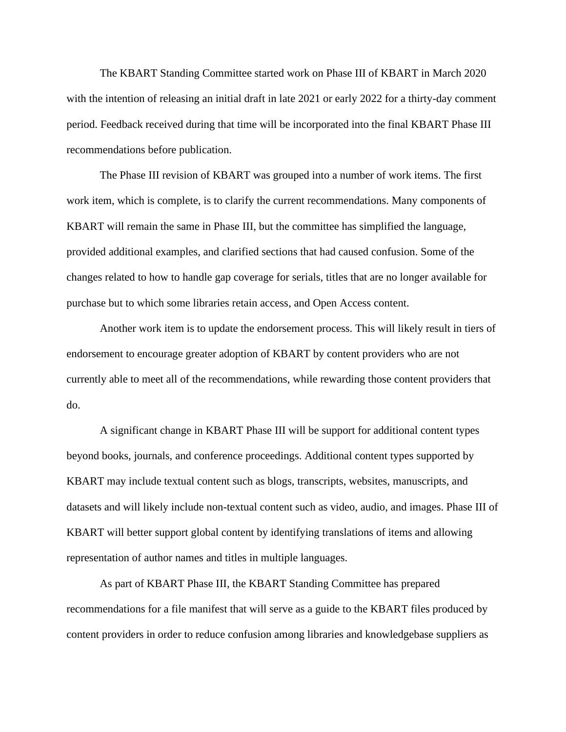The KBART Standing Committee started work on Phase III of KBART in March 2020 with the intention of releasing an initial draft in late 2021 or early 2022 for a thirty-day comment period. Feedback received during that time will be incorporated into the final KBART Phase III recommendations before publication.

The Phase III revision of KBART was grouped into a number of work items. The first work item, which is complete, is to clarify the current recommendations. Many components of KBART will remain the same in Phase III, but the committee has simplified the language, provided additional examples, and clarified sections that had caused confusion. Some of the changes related to how to handle gap coverage for serials, titles that are no longer available for purchase but to which some libraries retain access, and Open Access content.

Another work item is to update the endorsement process. This will likely result in tiers of endorsement to encourage greater adoption of KBART by content providers who are not currently able to meet all of the recommendations, while rewarding those content providers that do.

A significant change in KBART Phase III will be support for additional content types beyond books, journals, and conference proceedings. Additional content types supported by KBART may include textual content such as blogs, transcripts, websites, manuscripts, and datasets and will likely include non-textual content such as video, audio, and images. Phase III of KBART will better support global content by identifying translations of items and allowing representation of author names and titles in multiple languages.

As part of KBART Phase III, the KBART Standing Committee has prepared recommendations for a file manifest that will serve as a guide to the KBART files produced by content providers in order to reduce confusion among libraries and knowledgebase suppliers as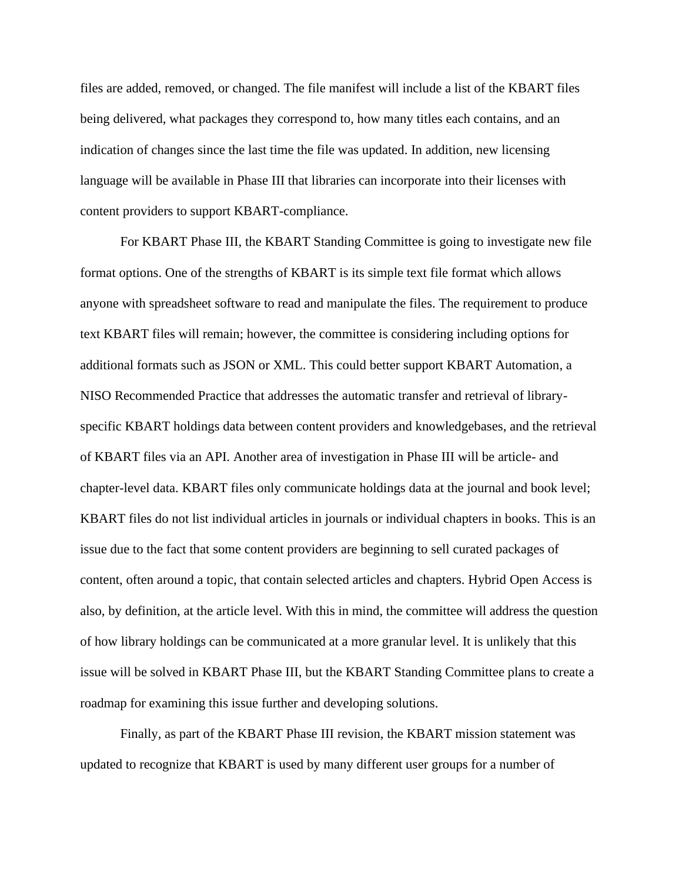files are added, removed, or changed. The file manifest will include a list of the KBART files being delivered, what packages they correspond to, how many titles each contains, and an indication of changes since the last time the file was updated. In addition, new licensing language will be available in Phase III that libraries can incorporate into their licenses with content providers to support KBART-compliance.

For KBART Phase III, the KBART Standing Committee is going to investigate new file format options. One of the strengths of KBART is its simple text file format which allows anyone with spreadsheet software to read and manipulate the files. The requirement to produce text KBART files will remain; however, the committee is considering including options for additional formats such as JSON or XML. This could better support KBART Automation, a NISO Recommended Practice that addresses the automatic transfer and retrieval of library-specific KBART holdings data between content providers and knowledgebases, and the retrieval of KBART files via an API. Another area of investigation in Phase III will be article- and chapter-level data. KBART files only communicate holdings data at the journal and book level; KBART files do not list individual articles in journals or individual chapters in books. This is an issue due to the fact that some content providers are beginning to sell curated packages of content, often around a topic, that contain selected articles and chapters. Hybrid Open Access is also, by definition, at the article level. With this in mind, the committee will address the question of how library holdings can be communicated at a more granular level. It is unlikely that this issue will be solved in KBART Phase III, but the KBART Standing Committee plans to create a roadmap for examining this issue further and developing solutions.

Finally, as part of the KBART Phase III revision, the KBART mission statement was updated to recognize that KBART is used by many different user groups for a number of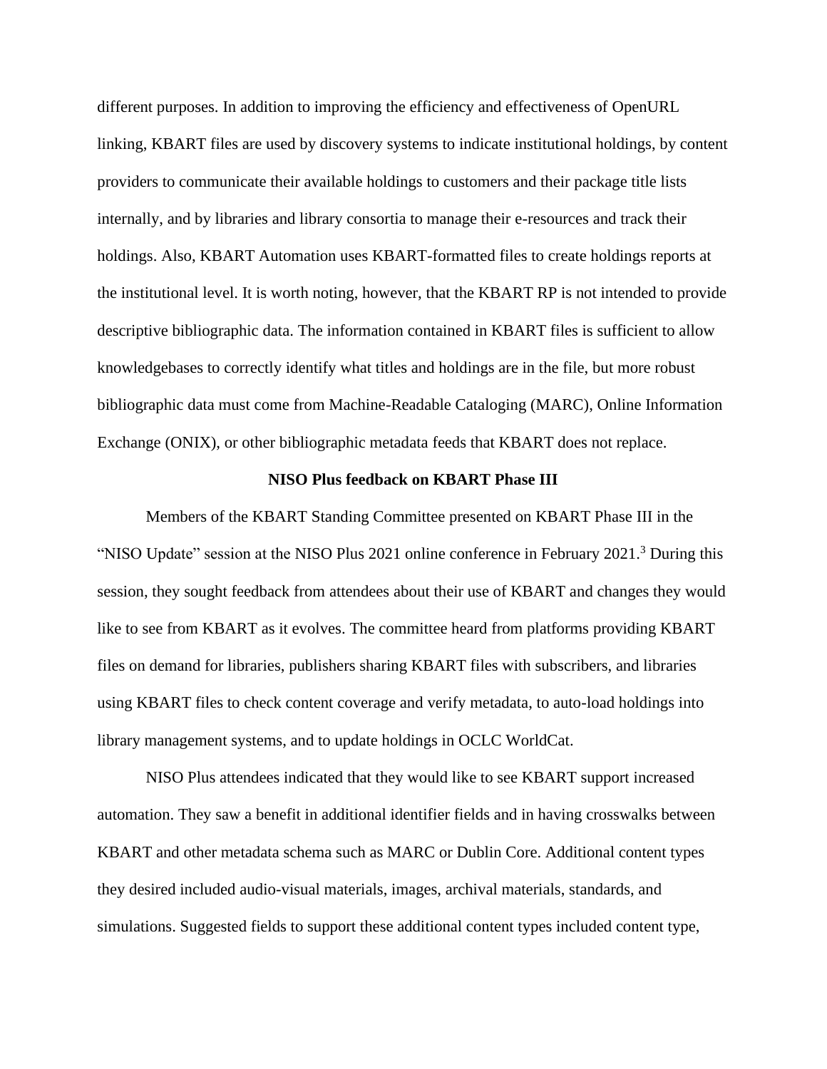different purposes. In addition to improving the efficiency and effectiveness of OpenURL linking, KBART files are used by discovery systems to indicate institutional holdings, by content providers to communicate their available holdings to customers and their package title lists internally, and by libraries and library consortia to manage their e-resources and track their holdings. Also, KBART Automation uses KBART-formatted files to create holdings reports at the institutional level. It is worth noting, however, that the KBART RP is not intended to provide descriptive bibliographic data. The information contained in KBART files is sufficient to allow knowledgebases to correctly identify what titles and holdings are in the file, but more robust bibliographic data must come from Machine-Readable Cataloging (MARC), Online Information Exchange (ONIX), or other bibliographic metadata feeds that KBART does not replace.

## NISO Plus feedback on KBART Phase III

Members of the KBART Standing Committee presented on KBART Phase III in the "NISO Update" session at the NISO Plus 2021 online conference in February 2021.[3] During this session, they sought feedback from attendees about their use of KBART and changes they would like to see from KBART as it evolves. The committee heard from platforms providing KBART files on demand for libraries, publishers sharing KBART files with subscribers, and libraries using KBART files to check content coverage and verify metadata, to auto-load holdings into library management systems, and to update holdings in OCLC WorldCat.

NISO Plus attendees indicated that they would like to see KBART support increased automation. They saw a benefit in additional identifier fields and in having crosswalks between KBART and other metadata schema such as MARC or Dublin Core. Additional content types they desired included audio-visual materials, images, archival materials, standards, and simulations. Suggested fields to support these additional content types included content type,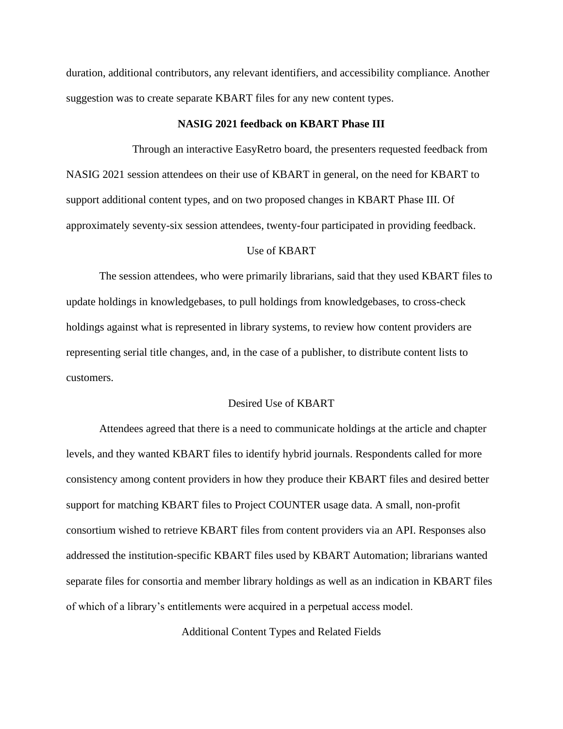duration, additional contributors, any relevant identifiers, and accessibility compliance. Another suggestion was to create separate KBART files for any new content types.

## NASIG 2021 feedback on KBART Phase III

Through an interactive EasyRetro board, the presenters requested feedback from NASIG 2021 session attendees on their use of KBART in general, on the need for KBART to support additional content types, and on two proposed changes in KBART Phase III. Of approximately seventy-six session attendees, twenty-four participated in providing feedback.

### Use of KBART

The session attendees, who were primarily librarians, said that they used KBART files to update holdings in knowledgebases, to pull holdings from knowledgebases, to cross-check holdings against what is represented in library systems, to review how content providers are representing serial title changes, and, in the case of a publisher, to distribute content lists to customers.

### Desired Use of KBART

Attendees agreed that there is a need to communicate holdings at the article and chapter levels, and they wanted KBART files to identify hybrid journals. Respondents called for more consistency among content providers in how they produce their KBART files and desired better support for matching KBART files to Project COUNTER usage data. A small, non-profit consortium wished to retrieve KBART files from content providers via an API. Responses also addressed the institution-specific KBART files used by KBART Automation; librarians wanted separate files for consortia and member library holdings as well as an indication in KBART files of which of a library's entitlements were acquired in a perpetual access model.

### Additional Content Types and Related Fields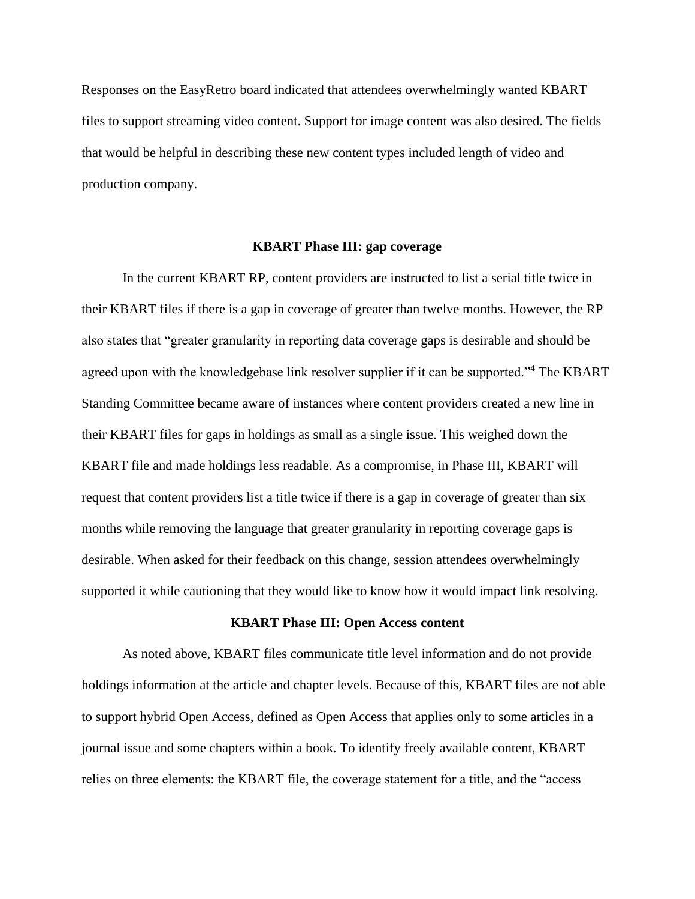Responses on the EasyRetro board indicated that attendees overwhelmingly wanted KBART files to support streaming video content. Support for image content was also desired. The fields that would be helpful in describing these new content types included length of video and production company.

## KBART Phase III: gap coverage

In the current KBART RP, content providers are instructed to list a serial title twice in their KBART files if there is a gap in coverage of greater than twelve months. However, the RP also states that "greater granularity in reporting data coverage gaps is desirable and should be agreed upon with the knowledgebase link resolver supplier if it can be supported."[4] The KBART Standing Committee became aware of instances where content providers created a new line in their KBART files for gaps in holdings as small as a single issue. This weighed down the KBART file and made holdings less readable. As a compromise, in Phase III, KBART will request that content providers list a title twice if there is a gap in coverage of greater than six months while removing the language that greater granularity in reporting coverage gaps is desirable. When asked for their feedback on this change, session attendees overwhelmingly supported it while cautioning that they would like to know how it would impact link resolving.

## KBART Phase III: Open Access content

As noted above, KBART files communicate title level information and do not provide holdings information at the article and chapter levels. Because of this, KBART files are not able to support hybrid Open Access, defined as Open Access that applies only to some articles in a journal issue and some chapters within a book. To identify freely available content, KBART relies on three elements: the KBART file, the coverage statement for a title, and the "access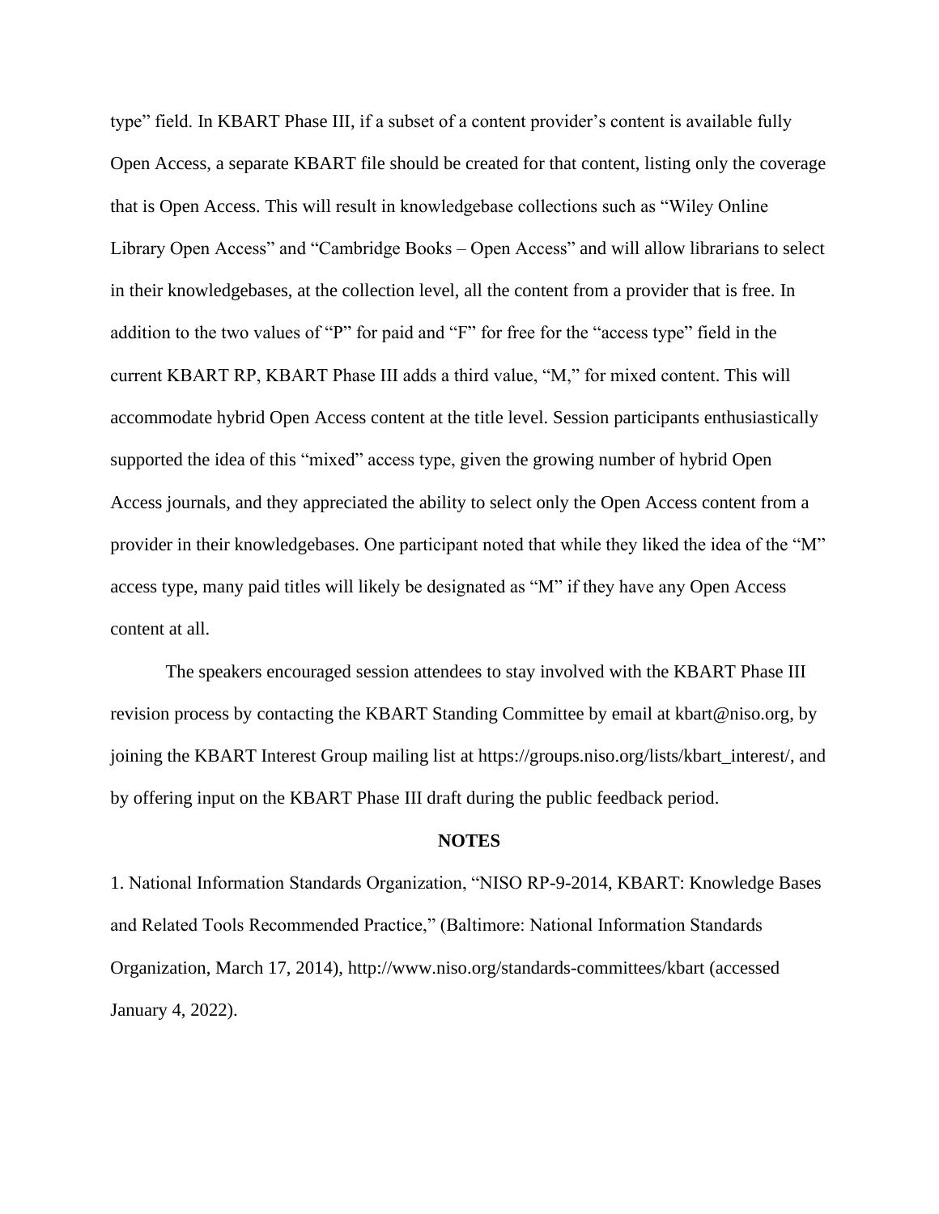type” field. In KBART Phase III, if a subset of a content provider’s content is available fully Open Access, a separate KBART file should be created for that content, listing only the coverage that is Open Access. This will result in knowledgebase collections such as “Wiley Online Library Open Access” and “Cambridge Books – Open Access” and will allow librarians to select in their knowledgebases, at the collection level, all the content from a provider that is free. In addition to the two values of “P” for paid and “F” for free for the “access type” field in the current KBART RP, KBART Phase III adds a third value, “M,” for mixed content. This will accommodate hybrid Open Access content at the title level. Session participants enthusiastically supported the idea of this “mixed” access type, given the growing number of hybrid Open Access journals, and they appreciated the ability to select only the Open Access content from a provider in their knowledgebases. One participant noted that while they liked the idea of the “M” access type, many paid titles will likely be designated as “M” if they have any Open Access content at all.

The speakers encouraged session attendees to stay involved with the KBART Phase III revision process by contacting the KBART Standing Committee by email at kbart@niso.org, by joining the KBART Interest Group mailing list at https://groups.niso.org/lists/kbart_interest/, and by offering input on the KBART Phase III draft during the public feedback period.

## NOTES

1. National Information Standards Organization, “NISO RP-9-2014, KBART: Knowledge Bases and Related Tools Recommended Practice,” (Baltimore: National Information Standards Organization, March 17, 2014), http://www.niso.org/standards-committees/kbart (accessed January 4, 2022).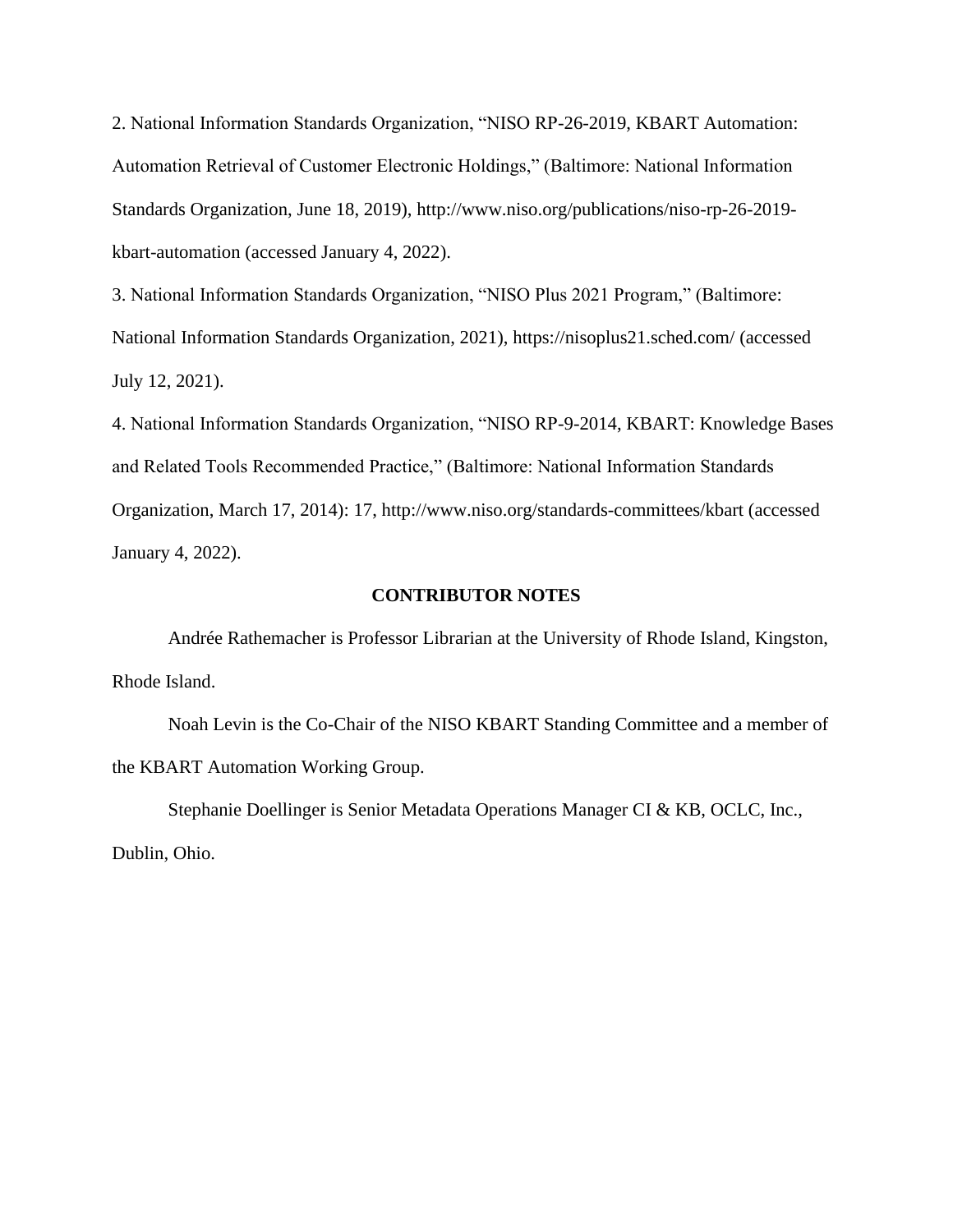2. National Information Standards Organization, "NISO RP-26-2019, KBART Automation: Automation Retrieval of Customer Electronic Holdings," (Baltimore: National Information Standards Organization, June 18, 2019), http://www.niso.org/publications/niso-rp-26-2019-kbart-automation (accessed January 4, 2022).

3. National Information Standards Organization, "NISO Plus 2021 Program," (Baltimore: National Information Standards Organization, 2021), https://nisoplus21.sched.com/ (accessed July 12, 2021).

4. National Information Standards Organization, "NISO RP-9-2014, KBART: Knowledge Bases and Related Tools Recommended Practice," (Baltimore: National Information Standards Organization, March 17, 2014): 17, http://www.niso.org/standards-committees/kbart (accessed January 4, 2022).

**CONTRIBUTOR NOTES**

Andrée Rathemacher is Professor Librarian at the University of Rhode Island, Kingston, Rhode Island.

Noah Levin is the Co-Chair of the NISO KBART Standing Committee and a member of the KBART Automation Working Group.

Stephanie Doellinger is Senior Metadata Operations Manager CI & KB, OCLC, Inc., Dublin, Ohio.